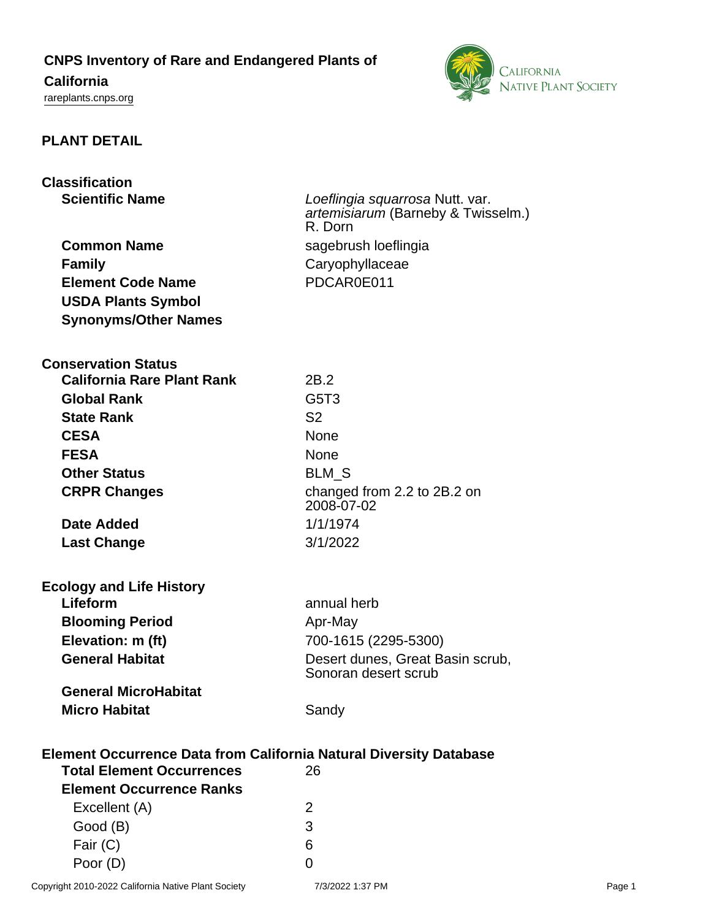# CNPS Inventory of Rare and Endangered Plants of California

rareplants.cnps.org

## PLANT DETAIL

### Classification

| | |
|---|---|
| **Scientific Name** | *Loeflingia squarrosa* Nutt. var. *artemisiarum* (Barneby & Twisselm.) R. Dorn |
| **Common Name** | sagebrush loeflingia |
| **Family** | Caryophyllaceae |
| **Element Code Name** | PDCAR0E011 |
| **USDA Plants Symbol** | |
| **Synonyms/Other Names** | |

### Conservation Status

| | |
|---|---|
| **California Rare Plant Rank** | 2B.2 |
| **Global Rank** | G5T3 |
| **State Rank** | S2 |
| **CESA** | None |
| **FESA** | None |
| **Other Status** | BLM_S |
| **CRPR Changes** | changed from 2.2 to 2B.2 on 2008-07-02 |
| **Date Added** | 1/1/1974 |
| **Last Change** | 3/1/2022 |

### Ecology and Life History

| | |
|---|---|
| **Lifeform** | annual herb |
| **Blooming Period** | Apr-May |
| **Elevation: m (ft)** | 700-1615 (2295-5300) |
| **General Habitat** | Desert dunes, Great Basin scrub, Sonoran desert scrub |
| **General MicroHabitat** | |
| **Micro Habitat** | Sandy |

### Element Occurrence Data from California Natural Diversity Database

| | |
|---|---|
| **Total Element Occurrences** | 26 |
| **Element Occurrence Ranks** | |
| Excellent (A) | 2 |
| Good (B) | 3 |
| Fair (C) | 6 |
| Poor (D) | 0 |

Copyright 2010-2022 California Native Plant Society 7/3/2022 1:37 PM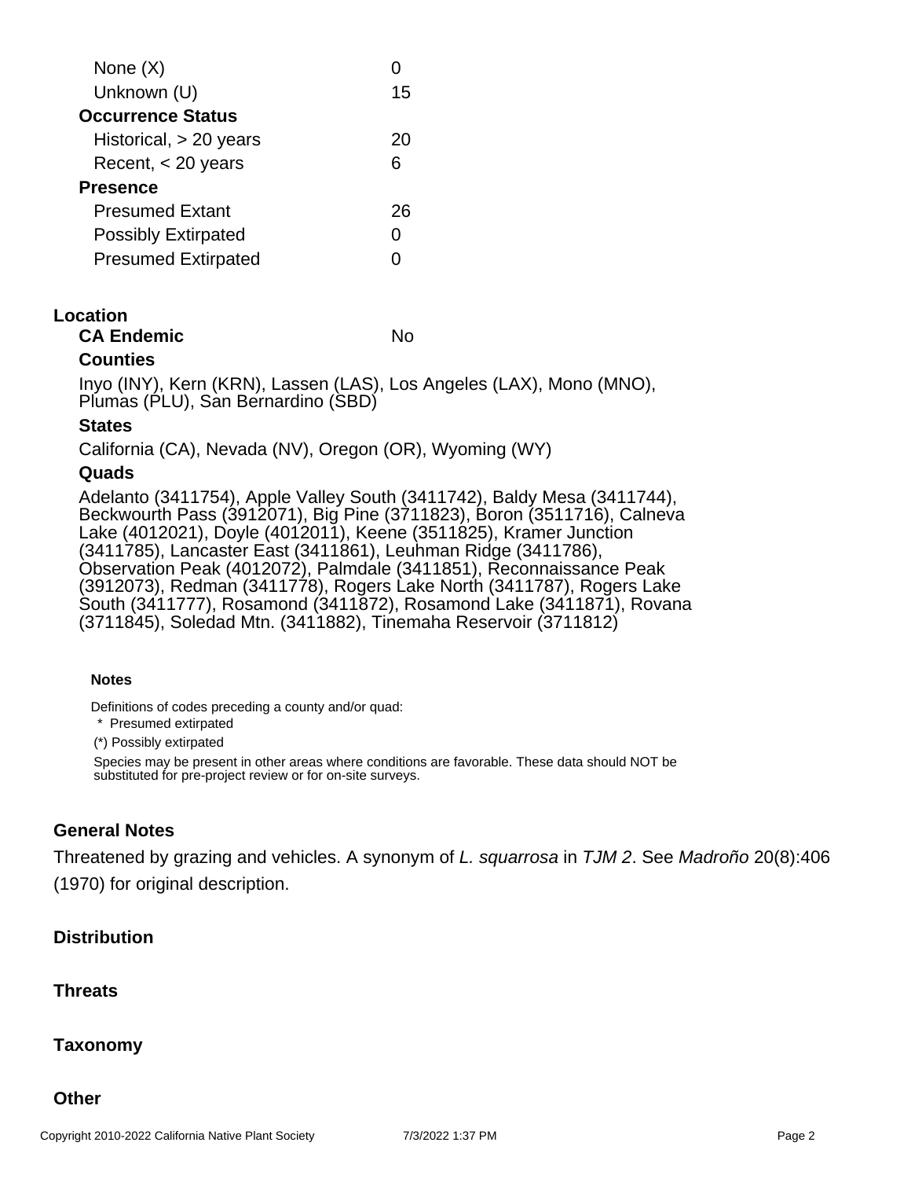| | |
|---|---|
| None (X) | 0 |
| Unknown (U) | 15 |
| **Occurrence Status** | |
| Historical, > 20 years | 20 |
| Recent, < 20 years | 6 |
| **Presence** | |
| Presumed Extant | 26 |
| Possibly Extirpated | 0 |
| Presumed Extirpated | 0 |

## Location

**CA Endemic** No

### Counties

Inyo (INY), Kern (KRN), Lassen (LAS), Los Angeles (LAX), Mono (MNO), Plumas (PLU), San Bernardino (SBD)

### States

California (CA), Nevada (NV), Oregon (OR), Wyoming (WY)

### Quads

Adelanto (3411754), Apple Valley South (3411742), Baldy Mesa (3411744), Beckwourth Pass (3912071), Big Pine (3711823), Boron (3511716), Calneva Lake (4012021), Doyle (4012011), Keene (3511825), Kramer Junction (3411785), Lancaster East (3411861), Leuhman Ridge (3411786), Observation Peak (4012072), Palmdale (3411851), Reconnaissance Peak (3912073), Redman (3411778), Rogers Lake North (3411787), Rogers Lake South (3411777), Rosamond (3411872), Rosamond Lake (3411871), Rovana (3711845), Soledad Mtn. (3411882), Tinemaha Reservoir (3711812)

**Notes**

Definitions of codes preceding a county and/or quad:

* Presumed extirpated

(*) Possibly extirpated

Species may be present in other areas where conditions are favorable. These data should NOT be substituted for pre-project review or for on-site surveys.

## General Notes

Threatened by grazing and vehicles. A synonym of *L. squarrosa* in *TJM 2*. See *Madroño* 20(8):406 (1970) for original description.

## Distribution

## Threats

## Taxonomy

## Other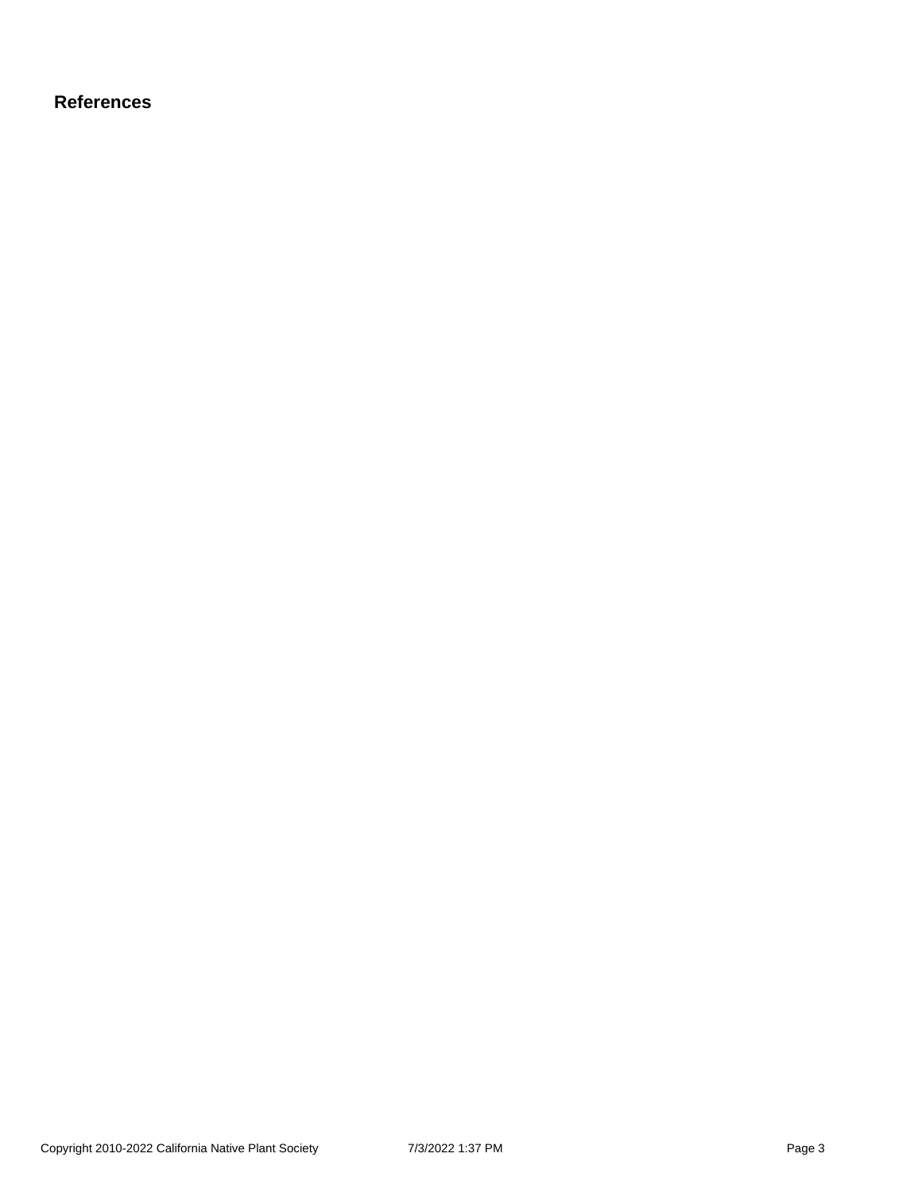## References